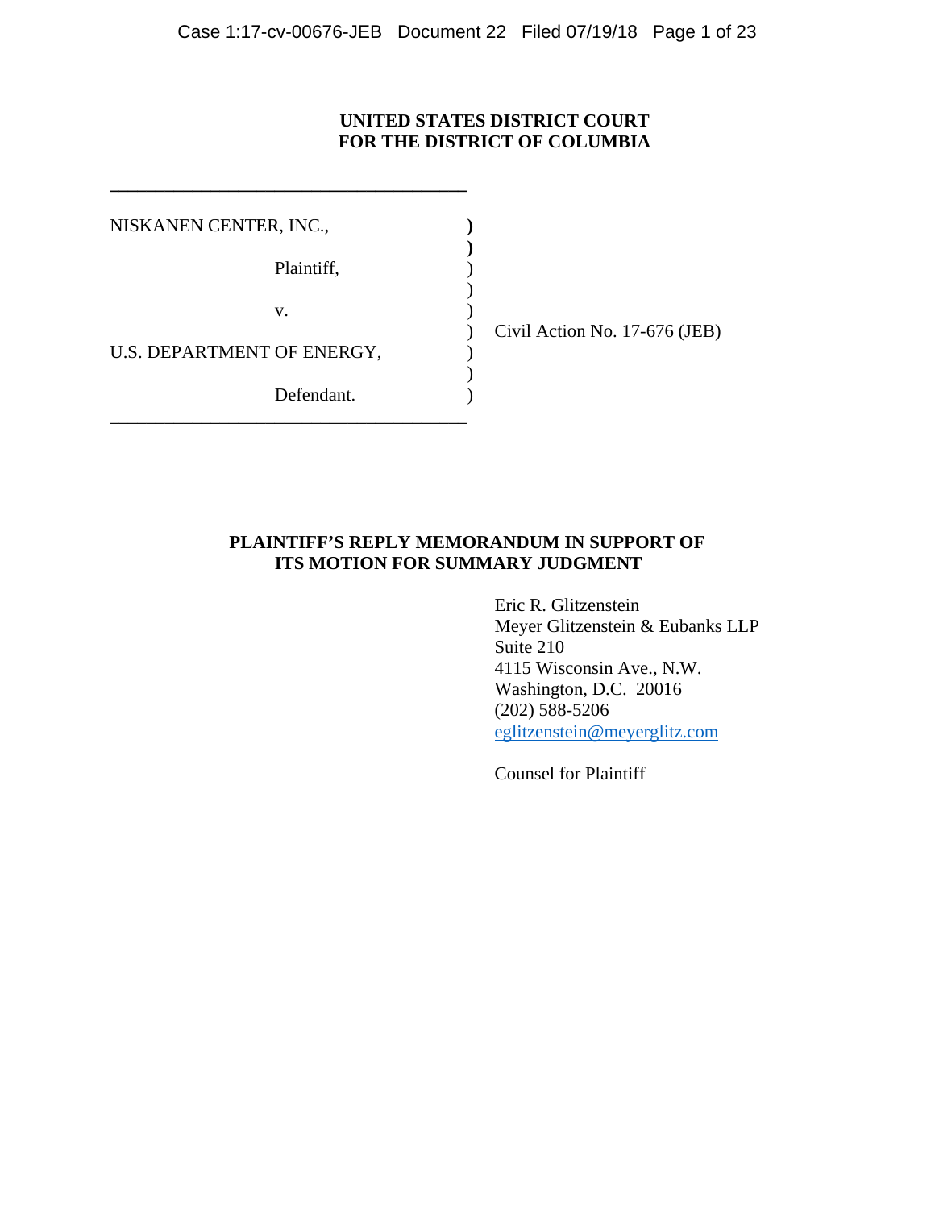**UNITED STATES DISTRICT COURT**
**FOR THE DISTRICT OF COLUMBIA**

| | | |
|---|---|---|
| NISKANEN CENTER, INC., | ) | |
| Plaintiff, | ) | |
| v. | ) | Civil Action No. 17-676 (JEB) |
| U.S. DEPARTMENT OF ENERGY, | ) | |
| Defendant. | ) | |

**PLAINTIFF'S REPLY MEMORANDUM IN SUPPORT OF ITS MOTION FOR SUMMARY JUDGMENT**

Eric R. Glitzenstein
Meyer Glitzenstein & Eubanks LLP
Suite 210
4115 Wisconsin Ave., N.W.
Washington, D.C. 20016
(202) 588-5206
eglitzenstein@meyerglitz.com

Counsel for Plaintiff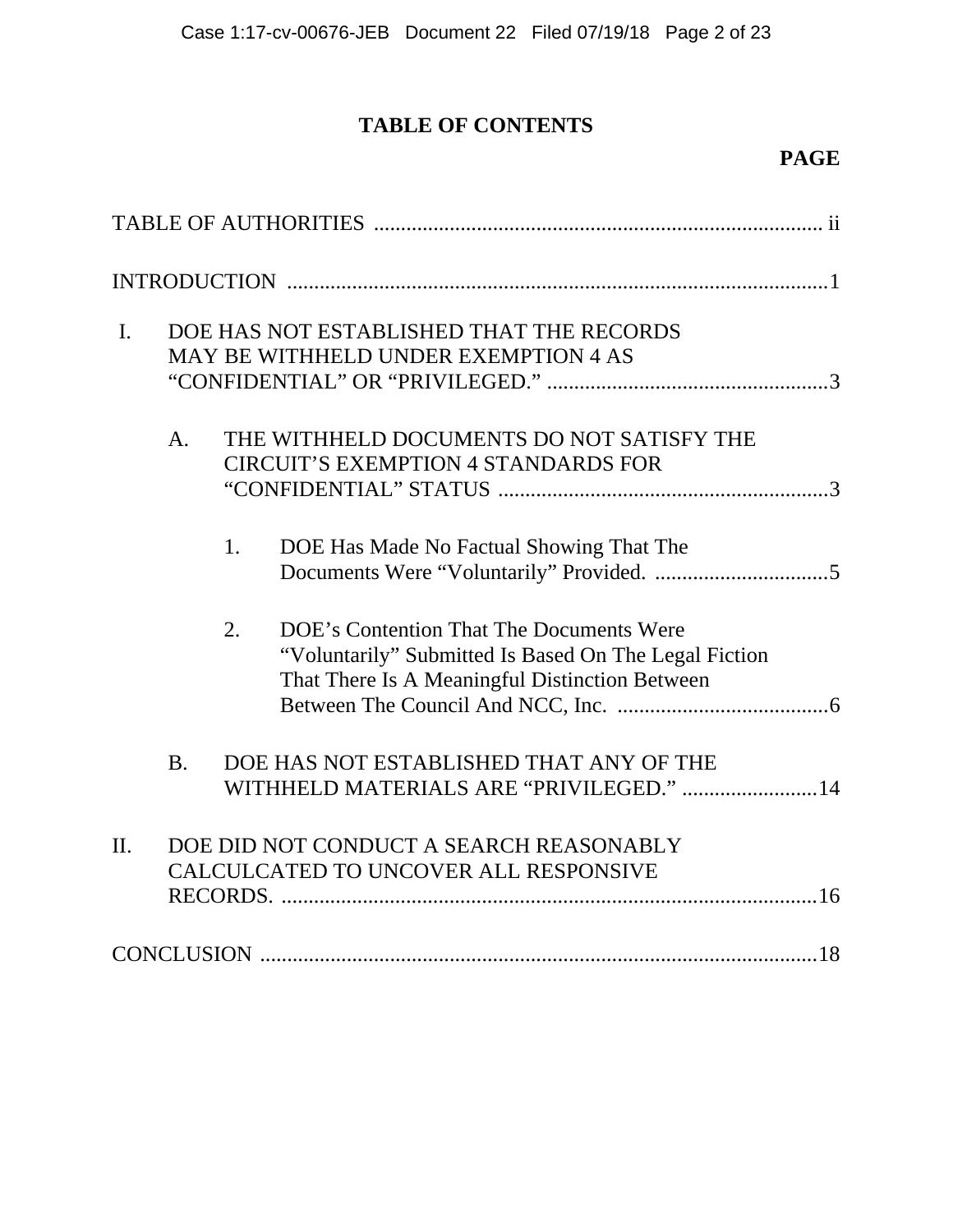# TABLE OF CONTENTS

**PAGE**

TABLE OF AUTHORITIES .................................................................................. ii

INTRODUCTION ....................................................................................................1

I. DOE HAS NOT ESTABLISHED THAT THE RECORDS MAY BE WITHHELD UNDER EXEMPTION 4 AS "CONFIDENTIAL" OR "PRIVILEGED." ....................................................3

  A. THE WITHHELD DOCUMENTS DO NOT SATISFY THE CIRCUIT'S EXEMPTION 4 STANDARDS FOR "CONFIDENTIAL" STATUS .............................................................3

    1. DOE Has Made No Factual Showing That The Documents Were "Voluntarily" Provided. ................................5

    2. DOE's Contention That The Documents Were "Voluntarily" Submitted Is Based On The Legal Fiction That There Is A Meaningful Distinction Between Between The Council And NCC, Inc. .......................................6

  B. DOE HAS NOT ESTABLISHED THAT ANY OF THE WITHHELD MATERIALS ARE "PRIVILEGED." .........................14

II. DOE DID NOT CONDUCT A SEARCH REASONABLY CALCULCATED TO UNCOVER ALL RESPONSIVE RECORDS. ..................................................................................................16

CONCLUSION .......................................................................................................18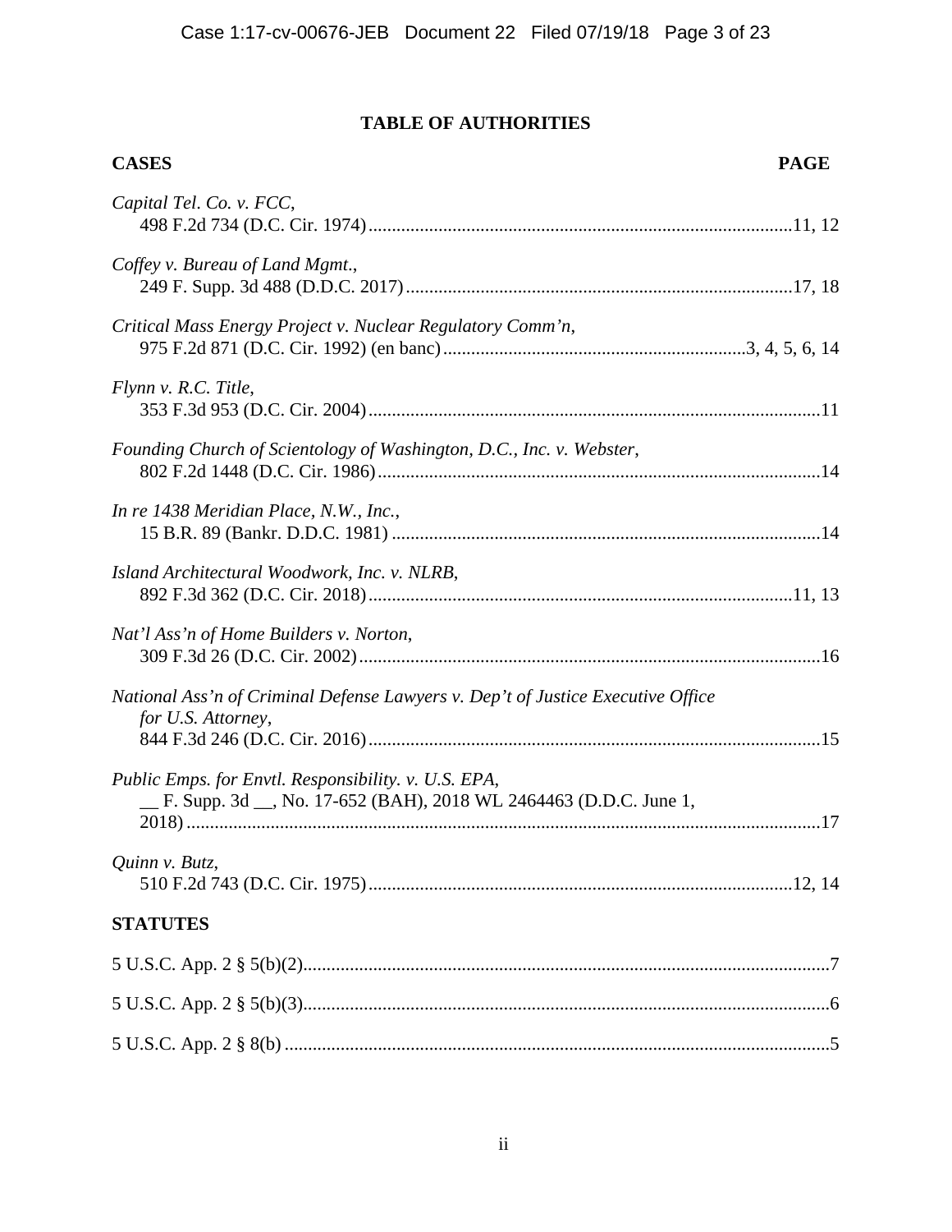# TABLE OF AUTHORITIES

**CASES** **PAGE**

*Capital Tel. Co. v. FCC*,
498 F.2d 734 (D.C. Cir. 1974)....................11, 12

*Coffey v. Bureau of Land Mgmt.*,
249 F. Supp. 3d 488 (D.D.C. 2017)....................17, 18

*Critical Mass Energy Project v. Nuclear Regulatory Comm'n*,
975 F.2d 871 (D.C. Cir. 1992) (en banc)....................3, 4, 5, 6, 14

*Flynn v. R.C. Title*,
353 F.3d 953 (D.C. Cir. 2004)....................11

*Founding Church of Scientology of Washington, D.C., Inc. v. Webster*,
802 F.2d 1448 (D.C. Cir. 1986)....................14

*In re 1438 Meridian Place, N.W., Inc.*,
15 B.R. 89 (Bankr. D.D.C. 1981)....................14

*Island Architectural Woodwork, Inc. v. NLRB*,
892 F.3d 362 (D.C. Cir. 2018)....................11, 13

*Nat'l Ass'n of Home Builders v. Norton*,
309 F.3d 26 (D.C. Cir. 2002)....................16

*National Ass'n of Criminal Defense Lawyers v. Dep't of Justice Executive Office for U.S. Attorney*,
844 F.3d 246 (D.C. Cir. 2016)....................15

*Public Emps. for Envtl. Responsibility. v. U.S. EPA*,
__ F. Supp. 3d __, No. 17-652 (BAH), 2018 WL 2464463 (D.D.C. June 1, 2018)....................17

*Quinn v. Butz*,
510 F.2d 743 (D.C. Cir. 1975)....................12, 14

**STATUTES**

5 U.S.C. App. 2 § 5(b)(2)....................7

5 U.S.C. App. 2 § 5(b)(3)....................6

5 U.S.C. App. 2 § 8(b)....................5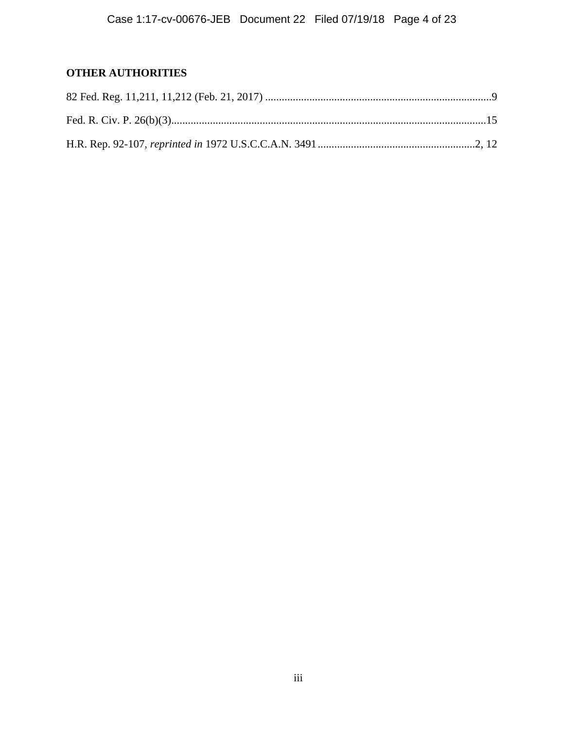**OTHER AUTHORITIES**

82 Fed. Reg. 11,211, 11,212 (Feb. 21, 2017) ..................................................................................9

Fed. R. Civ. P. 26(b)(3)..................................................................................................................15

H.R. Rep. 92-107, *reprinted in* 1972 U.S.C.C.A.N. 3491 .........................................................2, 12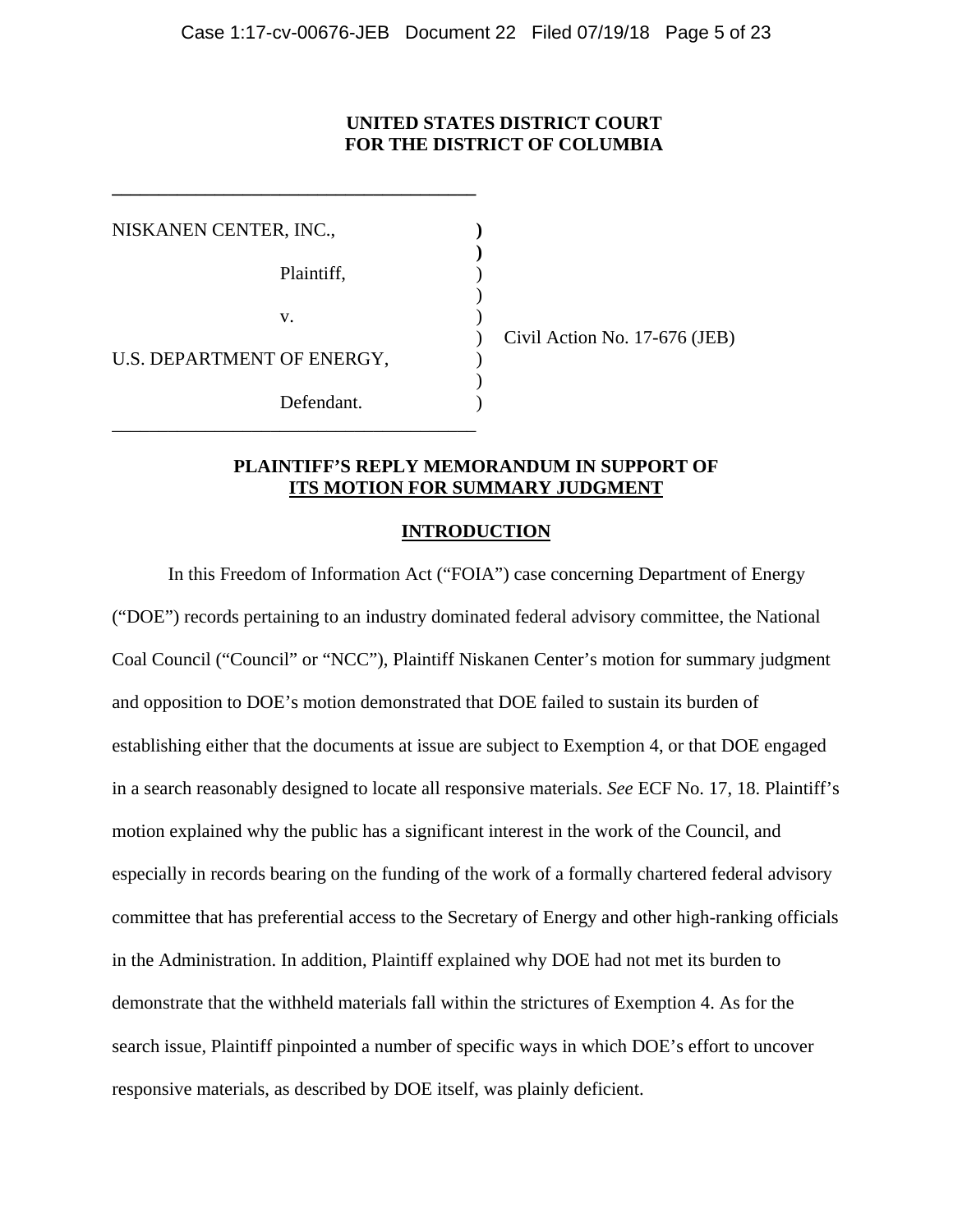**UNITED STATES DISTRICT COURT**
**FOR THE DISTRICT OF COLUMBIA**

| | | |
|---|---|---|
| NISKANEN CENTER, INC., | ) | |
| Plaintiff, | ) | |
| v. | ) | Civil Action No. 17-676 (JEB) |
| U.S. DEPARTMENT OF ENERGY, | ) | |
| Defendant. | ) | |

**PLAINTIFF'S REPLY MEMORANDUM IN SUPPORT OF ITS MOTION FOR SUMMARY JUDGMENT**

## INTRODUCTION

In this Freedom of Information Act ("FOIA") case concerning Department of Energy ("DOE") records pertaining to an industry dominated federal advisory committee, the National Coal Council ("Council" or "NCC"), Plaintiff Niskanen Center's motion for summary judgment and opposition to DOE's motion demonstrated that DOE failed to sustain its burden of establishing either that the documents at issue are subject to Exemption 4, or that DOE engaged in a search reasonably designed to locate all responsive materials. *See* ECF No. 17, 18. Plaintiff's motion explained why the public has a significant interest in the work of the Council, and especially in records bearing on the funding of the work of a formally chartered federal advisory committee that has preferential access to the Secretary of Energy and other high-ranking officials in the Administration. In addition, Plaintiff explained why DOE had not met its burden to demonstrate that the withheld materials fall within the strictures of Exemption 4. As for the search issue, Plaintiff pinpointed a number of specific ways in which DOE's effort to uncover responsive materials, as described by DOE itself, was plainly deficient.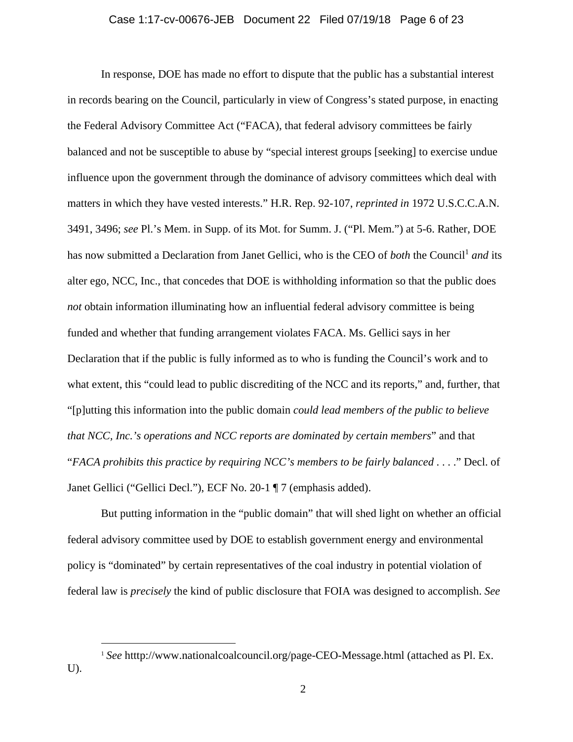In response, DOE has made no effort to dispute that the public has a substantial interest in records bearing on the Council, particularly in view of Congress's stated purpose, in enacting the Federal Advisory Committee Act ("FACA), that federal advisory committees be fairly balanced and not be susceptible to abuse by "special interest groups [seeking] to exercise undue influence upon the government through the dominance of advisory committees which deal with matters in which they have vested interests." H.R. Rep. 92-107, *reprinted in* 1972 U.S.C.C.A.N. 3491, 3496; *see* Pl.'s Mem. in Supp. of its Mot. for Summ. J. ("Pl. Mem.") at 5-6. Rather, DOE has now submitted a Declaration from Janet Gellici, who is the CEO of *both* the Council[1] *and* its alter ego, NCC, Inc., that concedes that DOE is withholding information so that the public does *not* obtain information illuminating how an influential federal advisory committee is being funded and whether that funding arrangement violates FACA. Ms. Gellici says in her Declaration that if the public is fully informed as to who is funding the Council's work and to what extent, this "could lead to public discrediting of the NCC and its reports," and, further, that "[p]utting this information into the public domain *could lead members of the public to believe that NCC, Inc.'s operations and NCC reports are dominated by certain members*" and that "*FACA prohibits this practice by requiring NCC's members to be fairly balanced* . . . ." Decl. of Janet Gellici ("Gellici Decl."), ECF No. 20-1 ¶ 7 (emphasis added).

But putting information in the "public domain" that will shed light on whether an official federal advisory committee used by DOE to establish government energy and environmental policy is "dominated" by certain representatives of the coal industry in potential violation of federal law is *precisely* the kind of public disclosure that FOIA was designed to accomplish. *See*

[1] *See* htttp://www.nationalcoalcouncil.org/page-CEO-Message.html (attached as Pl. Ex. U).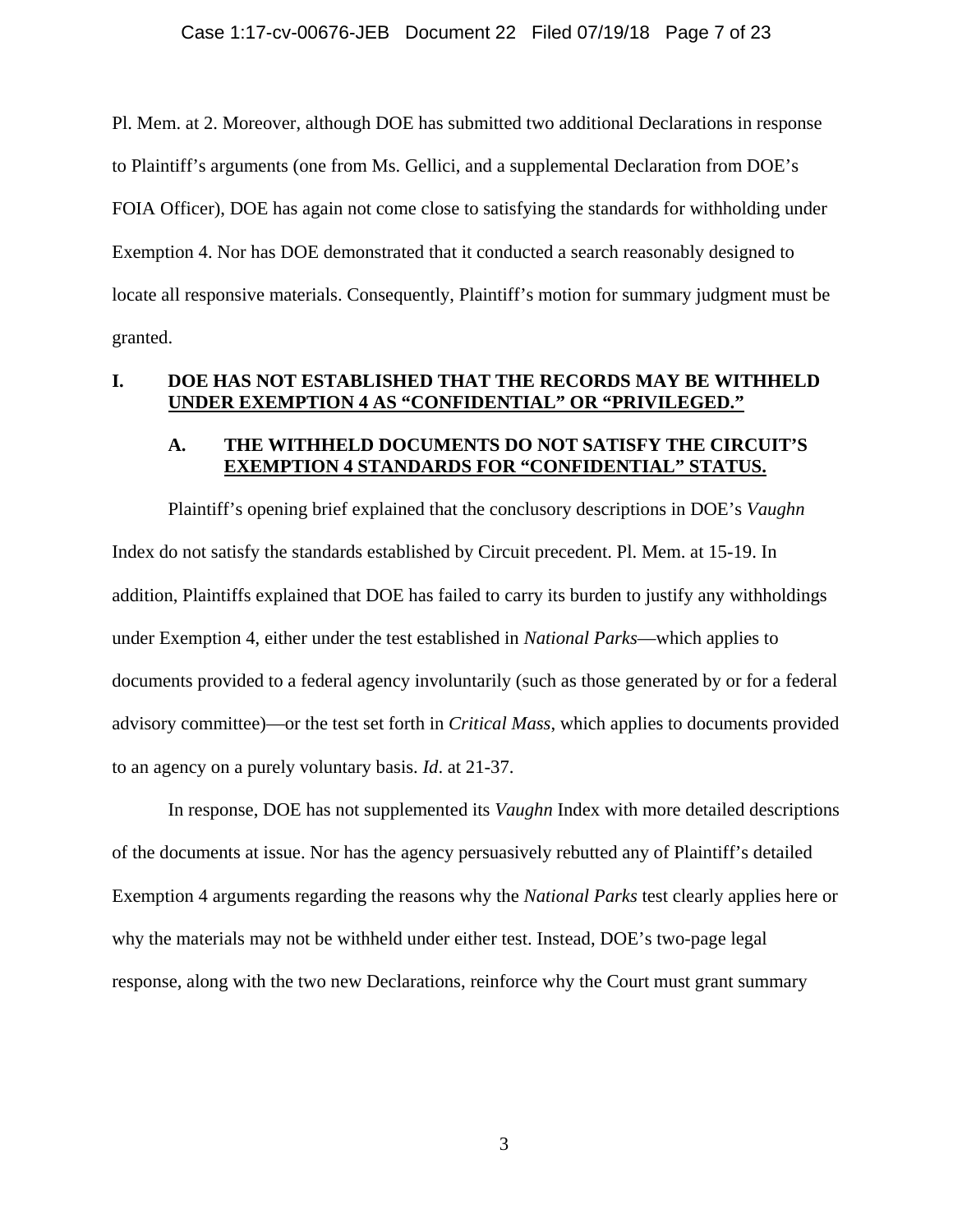Pl. Mem. at 2. Moreover, although DOE has submitted two additional Declarations in response to Plaintiff's arguments (one from Ms. Gellici, and a supplemental Declaration from DOE's FOIA Officer), DOE has again not come close to satisfying the standards for withholding under Exemption 4. Nor has DOE demonstrated that it conducted a search reasonably designed to locate all responsive materials. Consequently, Plaintiff's motion for summary judgment must be granted.

## I. DOE HAS NOT ESTABLISHED THAT THE RECORDS MAY BE WITHHELD UNDER EXEMPTION 4 AS "CONFIDENTIAL" OR "PRIVILEGED."

### A. THE WITHHELD DOCUMENTS DO NOT SATISFY THE CIRCUIT'S EXEMPTION 4 STANDARDS FOR "CONFIDENTIAL" STATUS.

Plaintiff's opening brief explained that the conclusory descriptions in DOE's *Vaughn* Index do not satisfy the standards established by Circuit precedent. Pl. Mem. at 15-19. In addition, Plaintiffs explained that DOE has failed to carry its burden to justify any withholdings under Exemption 4, either under the test established in *National Parks*—which applies to documents provided to a federal agency involuntarily (such as those generated by or for a federal advisory committee)—or the test set forth in *Critical Mass*, which applies to documents provided to an agency on a purely voluntary basis. *Id*. at 21-37.

In response, DOE has not supplemented its *Vaughn* Index with more detailed descriptions of the documents at issue. Nor has the agency persuasively rebutted any of Plaintiff's detailed Exemption 4 arguments regarding the reasons why the *National Parks* test clearly applies here or why the materials may not be withheld under either test. Instead, DOE's two-page legal response, along with the two new Declarations, reinforce why the Court must grant summary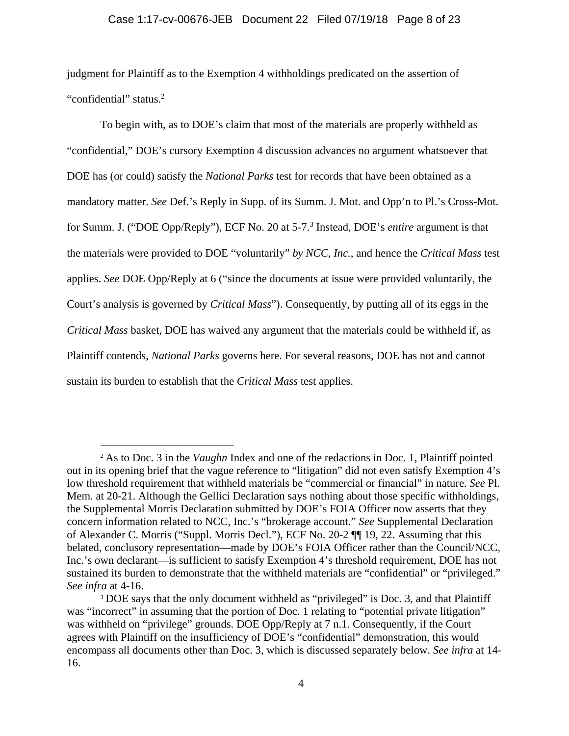judgment for Plaintiff as to the Exemption 4 withholdings predicated on the assertion of "confidential" status.[2]

To begin with, as to DOE's claim that most of the materials are properly withheld as "confidential," DOE's cursory Exemption 4 discussion advances no argument whatsoever that DOE has (or could) satisfy the *National Parks* test for records that have been obtained as a mandatory matter. *See* Def.'s Reply in Supp. of its Summ. J. Mot. and Opp'n to Pl.'s Cross-Mot. for Summ. J. ("DOE Opp/Reply"), ECF No. 20 at 5-7.[3] Instead, DOE's *entire* argument is that the materials were provided to DOE "voluntarily" *by NCC, Inc.*, and hence the *Critical Mass* test applies. *See* DOE Opp/Reply at 6 ("since the documents at issue were provided voluntarily, the Court's analysis is governed by *Critical Mass*"). Consequently, by putting all of its eggs in the *Critical Mass* basket, DOE has waived any argument that the materials could be withheld if, as Plaintiff contends, *National Parks* governs here. For several reasons, DOE has not and cannot sustain its burden to establish that the *Critical Mass* test applies.

---

[2] As to Doc. 3 in the *Vaughn* Index and one of the redactions in Doc. 1, Plaintiff pointed out in its opening brief that the vague reference to "litigation" did not even satisfy Exemption 4's low threshold requirement that withheld materials be "commercial or financial" in nature. *See* Pl. Mem. at 20-21. Although the Gellici Declaration says nothing about those specific withholdings, the Supplemental Morris Declaration submitted by DOE's FOIA Officer now asserts that they concern information related to NCC, Inc.'s "brokerage account." *See* Supplemental Declaration of Alexander C. Morris ("Suppl. Morris Decl."), ECF No. 20-2 ¶¶ 19, 22. Assuming that this belated, conclusory representation—made by DOE's FOIA Officer rather than the Council/NCC, Inc.'s own declarant—is sufficient to satisfy Exemption 4's threshold requirement, DOE has not sustained its burden to demonstrate that the withheld materials are "confidential" or "privileged." *See infra* at 4-16.

[3] DOE says that the only document withheld as "privileged" is Doc. 3, and that Plaintiff was "incorrect" in assuming that the portion of Doc. 1 relating to "potential private litigation" was withheld on "privilege" grounds. DOE Opp/Reply at 7 n.1. Consequently, if the Court agrees with Plaintiff on the insufficiency of DOE's "confidential" demonstration, this would encompass all documents other than Doc. 3, which is discussed separately below. *See infra* at 14-16.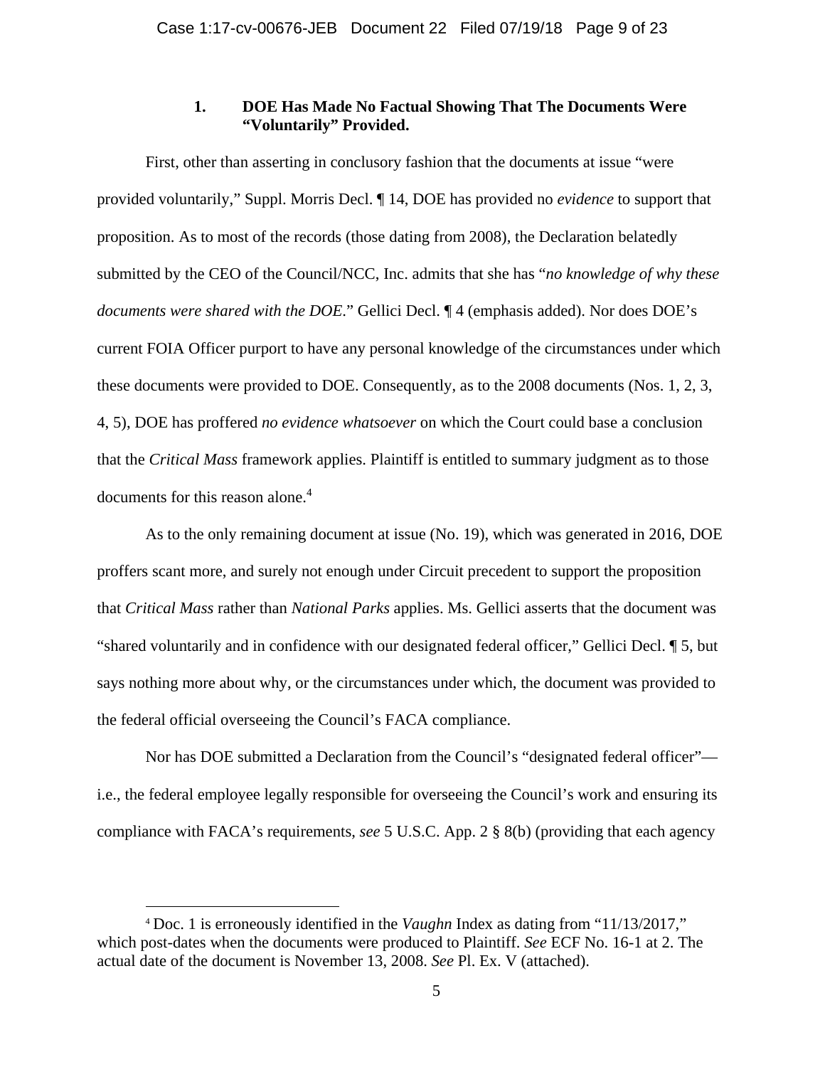### 1. DOE Has Made No Factual Showing That The Documents Were "Voluntarily" Provided.

First, other than asserting in conclusory fashion that the documents at issue "were provided voluntarily," Suppl. Morris Decl. ¶ 14, DOE has provided no *evidence* to support that proposition. As to most of the records (those dating from 2008), the Declaration belatedly submitted by the CEO of the Council/NCC, Inc. admits that she has "*no knowledge of why these documents were shared with the DOE*." Gellici Decl. ¶ 4 (emphasis added). Nor does DOE's current FOIA Officer purport to have any personal knowledge of the circumstances under which these documents were provided to DOE. Consequently, as to the 2008 documents (Nos. 1, 2, 3, 4, 5), DOE has proffered *no evidence whatsoever* on which the Court could base a conclusion that the *Critical Mass* framework applies. Plaintiff is entitled to summary judgment as to those documents for this reason alone.[4]

As to the only remaining document at issue (No. 19), which was generated in 2016, DOE proffers scant more, and surely not enough under Circuit precedent to support the proposition that *Critical Mass* rather than *National Parks* applies. Ms. Gellici asserts that the document was "shared voluntarily and in confidence with our designated federal officer," Gellici Decl. ¶ 5, but says nothing more about why, or the circumstances under which, the document was provided to the federal official overseeing the Council's FACA compliance.

Nor has DOE submitted a Declaration from the Council's "designated federal officer"—i.e., the federal employee legally responsible for overseeing the Council's work and ensuring its compliance with FACA's requirements, *see* 5 U.S.C. App. 2 § 8(b) (providing that each agency

[4] Doc. 1 is erroneously identified in the *Vaughn* Index as dating from "11/13/2017," which post-dates when the documents were produced to Plaintiff. *See* ECF No. 16-1 at 2. The actual date of the document is November 13, 2008. *See* Pl. Ex. V (attached).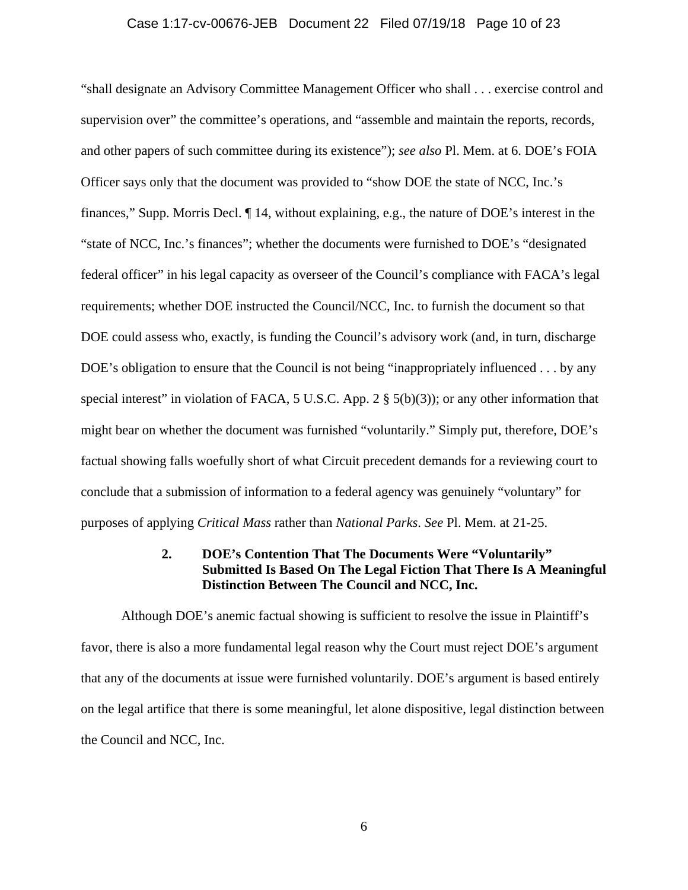"shall designate an Advisory Committee Management Officer who shall . . . exercise control and supervision over" the committee's operations, and "assemble and maintain the reports, records, and other papers of such committee during its existence"); *see also* Pl. Mem. at 6. DOE's FOIA Officer says only that the document was provided to "show DOE the state of NCC, Inc.'s finances," Supp. Morris Decl. ¶ 14, without explaining, e.g., the nature of DOE's interest in the "state of NCC, Inc.'s finances"; whether the documents were furnished to DOE's "designated federal officer" in his legal capacity as overseer of the Council's compliance with FACA's legal requirements; whether DOE instructed the Council/NCC, Inc. to furnish the document so that DOE could assess who, exactly, is funding the Council's advisory work (and, in turn, discharge DOE's obligation to ensure that the Council is not being "inappropriately influenced . . . by any special interest" in violation of FACA, 5 U.S.C. App. 2 § 5(b)(3)); or any other information that might bear on whether the document was furnished "voluntarily." Simply put, therefore, DOE's factual showing falls woefully short of what Circuit precedent demands for a reviewing court to conclude that a submission of information to a federal agency was genuinely "voluntary" for purposes of applying *Critical Mass* rather than *National Parks*. *See* Pl. Mem. at 21-25.

### 2. DOE's Contention That The Documents Were "Voluntarily" Submitted Is Based On The Legal Fiction That There Is A Meaningful Distinction Between The Council and NCC, Inc.

Although DOE's anemic factual showing is sufficient to resolve the issue in Plaintiff's favor, there is also a more fundamental legal reason why the Court must reject DOE's argument that any of the documents at issue were furnished voluntarily. DOE's argument is based entirely on the legal artifice that there is some meaningful, let alone dispositive, legal distinction between the Council and NCC, Inc.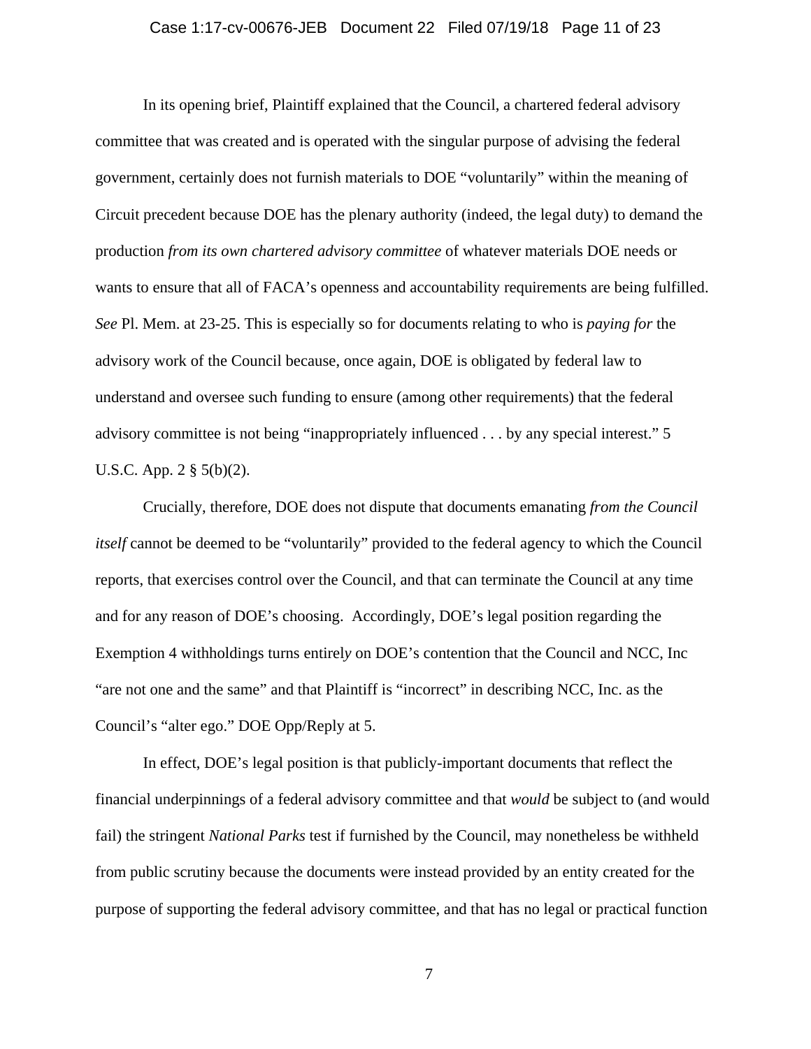In its opening brief, Plaintiff explained that the Council, a chartered federal advisory committee that was created and is operated with the singular purpose of advising the federal government, certainly does not furnish materials to DOE "voluntarily" within the meaning of Circuit precedent because DOE has the plenary authority (indeed, the legal duty) to demand the production *from its own chartered advisory committee* of whatever materials DOE needs or wants to ensure that all of FACA's openness and accountability requirements are being fulfilled. *See* Pl. Mem. at 23-25. This is especially so for documents relating to who is *paying for* the advisory work of the Council because, once again, DOE is obligated by federal law to understand and oversee such funding to ensure (among other requirements) that the federal advisory committee is not being "inappropriately influenced . . . by any special interest." 5 U.S.C. App. 2 § 5(b)(2).

Crucially, therefore, DOE does not dispute that documents emanating *from the Council itself* cannot be deemed to be "voluntarily" provided to the federal agency to which the Council reports, that exercises control over the Council, and that can terminate the Council at any time and for any reason of DOE's choosing. Accordingly, DOE's legal position regarding the Exemption 4 withholdings turns entirely on DOE's contention that the Council and NCC, Inc "are not one and the same" and that Plaintiff is "incorrect" in describing NCC, Inc. as the Council's "alter ego." DOE Opp/Reply at 5.

In effect, DOE's legal position is that publicly-important documents that reflect the financial underpinnings of a federal advisory committee and that *would* be subject to (and would fail) the stringent *National Parks* test if furnished by the Council, may nonetheless be withheld from public scrutiny because the documents were instead provided by an entity created for the purpose of supporting the federal advisory committee, and that has no legal or practical function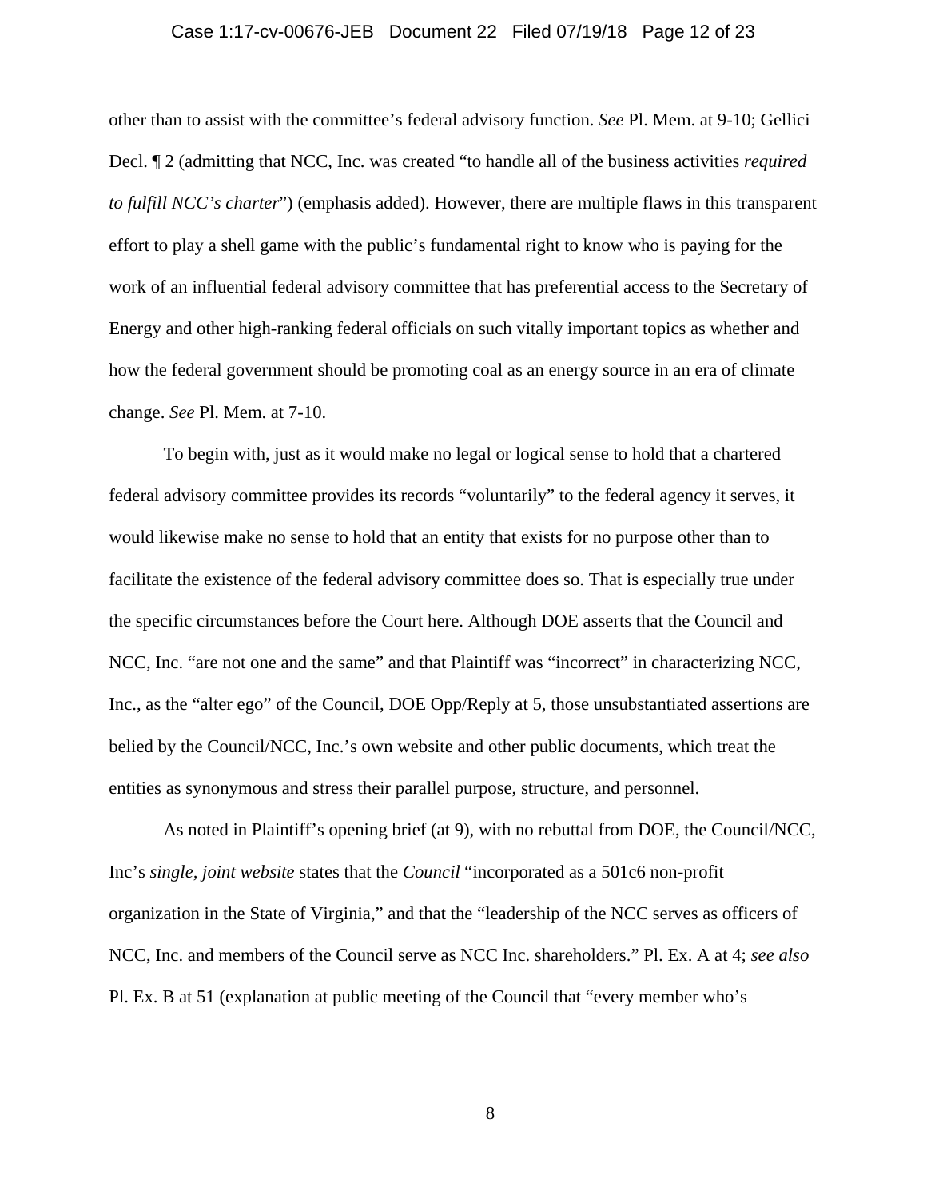other than to assist with the committee's federal advisory function. *See* Pl. Mem. at 9-10; Gellici Decl. ¶ 2 (admitting that NCC, Inc. was created "to handle all of the business activities *required to fulfill NCC's charter*") (emphasis added). However, there are multiple flaws in this transparent effort to play a shell game with the public's fundamental right to know who is paying for the work of an influential federal advisory committee that has preferential access to the Secretary of Energy and other high-ranking federal officials on such vitally important topics as whether and how the federal government should be promoting coal as an energy source in an era of climate change. *See* Pl. Mem. at 7-10.

To begin with, just as it would make no legal or logical sense to hold that a chartered federal advisory committee provides its records "voluntarily" to the federal agency it serves, it would likewise make no sense to hold that an entity that exists for no purpose other than to facilitate the existence of the federal advisory committee does so. That is especially true under the specific circumstances before the Court here. Although DOE asserts that the Council and NCC, Inc. "are not one and the same" and that Plaintiff was "incorrect" in characterizing NCC, Inc., as the "alter ego" of the Council, DOE Opp/Reply at 5, those unsubstantiated assertions are belied by the Council/NCC, Inc.'s own website and other public documents, which treat the entities as synonymous and stress their parallel purpose, structure, and personnel.

As noted in Plaintiff's opening brief (at 9), with no rebuttal from DOE, the Council/NCC, Inc's *single, joint website* states that the *Council* "incorporated as a 501c6 non-profit organization in the State of Virginia," and that the "leadership of the NCC serves as officers of NCC, Inc. and members of the Council serve as NCC Inc. shareholders." Pl. Ex. A at 4; *see also* Pl. Ex. B at 51 (explanation at public meeting of the Council that "every member who's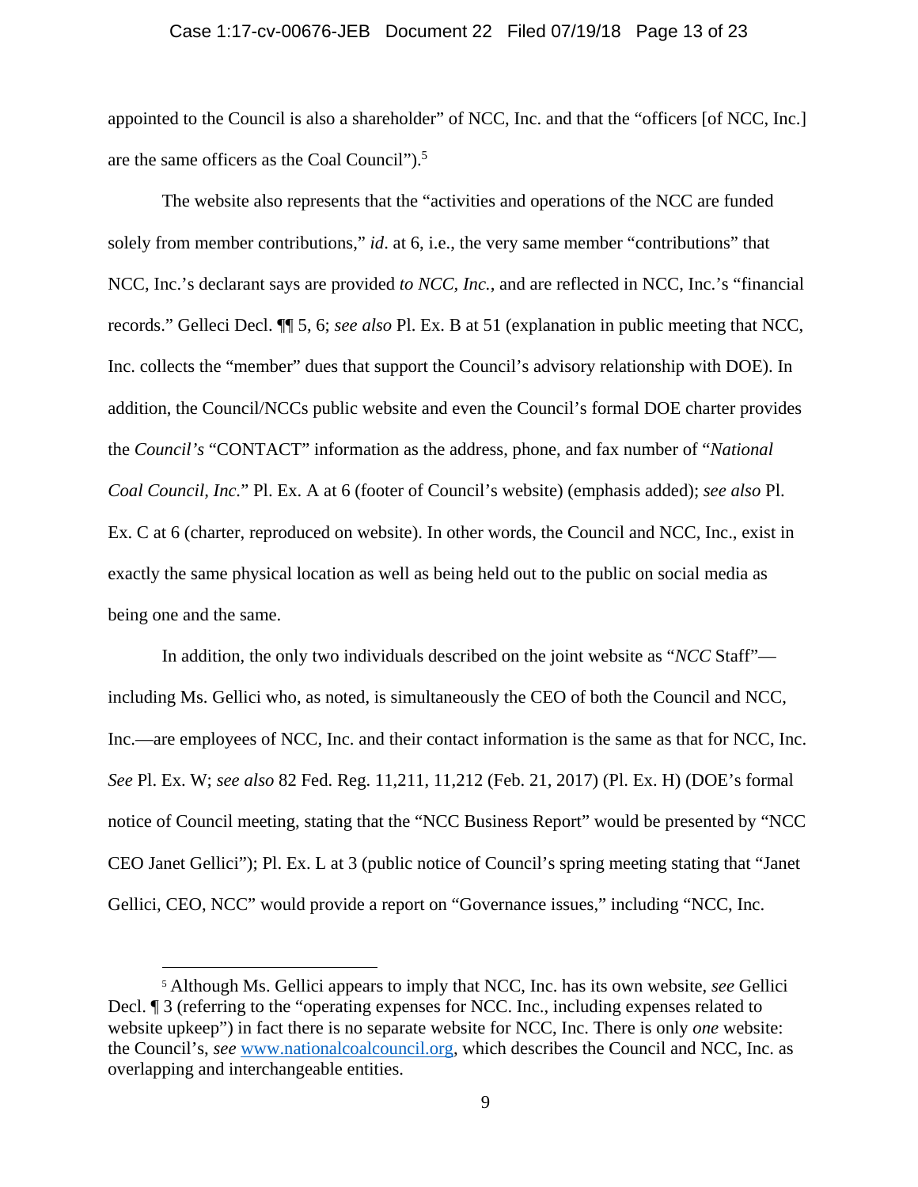appointed to the Council is also a shareholder" of NCC, Inc. and that the "officers [of NCC, Inc.] are the same officers as the Coal Council").[5]

The website also represents that the "activities and operations of the NCC are funded solely from member contributions," *id*. at 6, i.e., the very same member "contributions" that NCC, Inc.'s declarant says are provided *to NCC, Inc.*, and are reflected in NCC, Inc.'s "financial records." Gelleci Decl. ¶¶ 5, 6; *see also* Pl. Ex. B at 51 (explanation in public meeting that NCC, Inc. collects the "member" dues that support the Council's advisory relationship with DOE). In addition, the Council/NCCs public website and even the Council's formal DOE charter provides the *Council's* "CONTACT" information as the address, phone, and fax number of "*National Coal Council, Inc.*" Pl. Ex. A at 6 (footer of Council's website) (emphasis added); *see also* Pl. Ex. C at 6 (charter, reproduced on website). In other words, the Council and NCC, Inc., exist in exactly the same physical location as well as being held out to the public on social media as being one and the same.

In addition, the only two individuals described on the joint website as "*NCC* Staff"—including Ms. Gellici who, as noted, is simultaneously the CEO of both the Council and NCC, Inc.—are employees of NCC, Inc. and their contact information is the same as that for NCC, Inc. *See* Pl. Ex. W; *see also* 82 Fed. Reg. 11,211, 11,212 (Feb. 21, 2017) (Pl. Ex. H) (DOE's formal notice of Council meeting, stating that the "NCC Business Report" would be presented by "NCC CEO Janet Gellici"); Pl. Ex. L at 3 (public notice of Council's spring meeting stating that "Janet Gellici, CEO, NCC" would provide a report on "Governance issues," including "NCC, Inc.

---

[5] Although Ms. Gellici appears to imply that NCC, Inc. has its own website, *see* Gellici Decl. ¶ 3 (referring to the "operating expenses for NCC. Inc., including expenses related to website upkeep") in fact there is no separate website for NCC, Inc. There is only *one* website: the Council's, *see* www.nationalcoalcouncil.org, which describes the Council and NCC, Inc. as overlapping and interchangeable entities.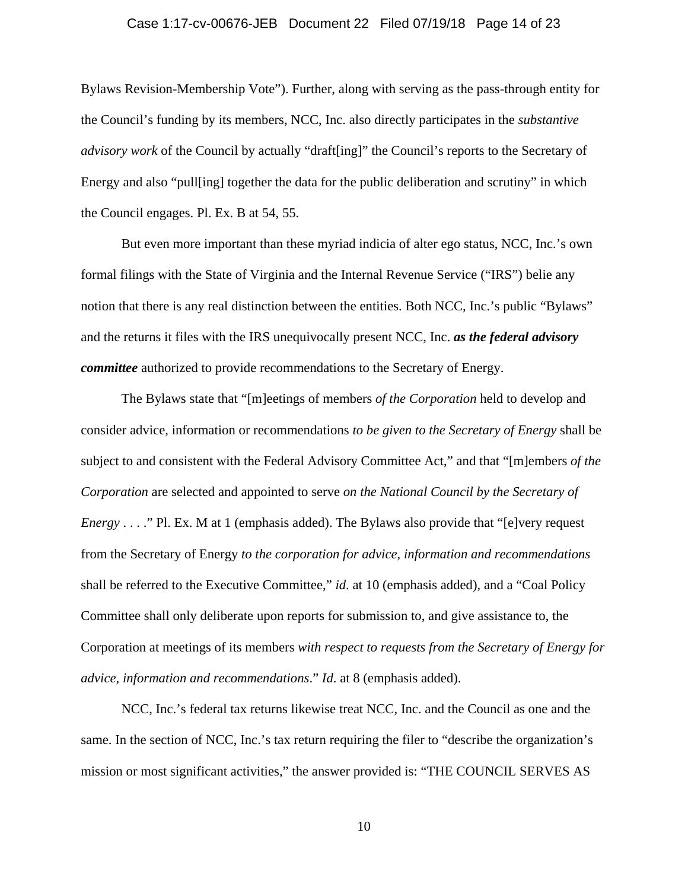Bylaws Revision-Membership Vote"). Further, along with serving as the pass-through entity for the Council's funding by its members, NCC, Inc. also directly participates in the *substantive advisory work* of the Council by actually "draft[ing]" the Council's reports to the Secretary of Energy and also "pull[ing] together the data for the public deliberation and scrutiny" in which the Council engages. Pl. Ex. B at 54, 55.

But even more important than these myriad indicia of alter ego status, NCC, Inc.'s own formal filings with the State of Virginia and the Internal Revenue Service ("IRS") belie any notion that there is any real distinction between the entities. Both NCC, Inc.'s public "Bylaws" and the returns it files with the IRS unequivocally present NCC, Inc. ***as the federal advisory committee*** authorized to provide recommendations to the Secretary of Energy.

The Bylaws state that "[m]eetings of members *of the Corporation* held to develop and consider advice, information or recommendations *to be given to the Secretary of Energy* shall be subject to and consistent with the Federal Advisory Committee Act," and that "[m]embers *of the Corporation* are selected and appointed to serve *on the National Council by the Secretary of Energy* . . . ." Pl. Ex. M at 1 (emphasis added). The Bylaws also provide that "[e]very request from the Secretary of Energy *to the corporation for advice, information and recommendations* shall be referred to the Executive Committee," *id*. at 10 (emphasis added), and a "Coal Policy Committee shall only deliberate upon reports for submission to, and give assistance to, the Corporation at meetings of its members *with respect to requests from the Secretary of Energy for advice, information and recommendations*." *Id*. at 8 (emphasis added).

NCC, Inc.'s federal tax returns likewise treat NCC, Inc. and the Council as one and the same. In the section of NCC, Inc.'s tax return requiring the filer to "describe the organization's mission or most significant activities," the answer provided is: "THE COUNCIL SERVES AS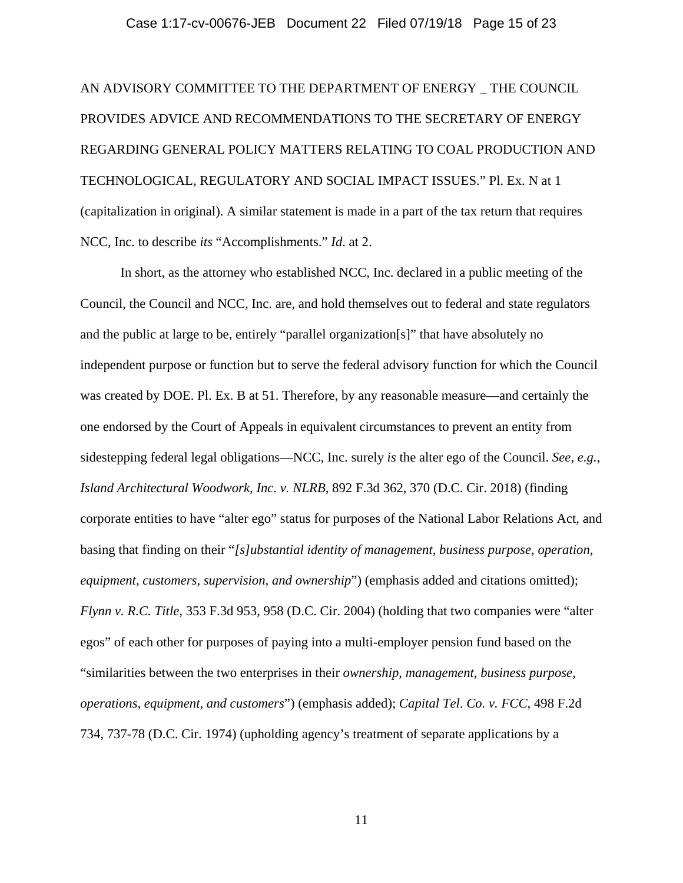AN ADVISORY COMMITTEE TO THE DEPARTMENT OF ENERGY _ THE COUNCIL PROVIDES ADVICE AND RECOMMENDATIONS TO THE SECRETARY OF ENERGY REGARDING GENERAL POLICY MATTERS RELATING TO COAL PRODUCTION AND TECHNOLOGICAL, REGULATORY AND SOCIAL IMPACT ISSUES." Pl. Ex. N at 1 (capitalization in original). A similar statement is made in a part of the tax return that requires NCC, Inc. to describe *its* "Accomplishments." *Id*. at 2.

In short, as the attorney who established NCC, Inc. declared in a public meeting of the Council, the Council and NCC, Inc. are, and hold themselves out to federal and state regulators and the public at large to be, entirely "parallel organization[s]" that have absolutely no independent purpose or function but to serve the federal advisory function for which the Council was created by DOE. Pl. Ex. B at 51. Therefore, by any reasonable measure—and certainly the one endorsed by the Court of Appeals in equivalent circumstances to prevent an entity from sidestepping federal legal obligations—NCC, Inc. surely *is* the alter ego of the Council. *See, e.g.*, *Island Architectural Woodwork, Inc. v. NLRB*, 892 F.3d 362, 370 (D.C. Cir. 2018) (finding corporate entities to have "alter ego" status for purposes of the National Labor Relations Act, and basing that finding on their "*[s]ubstantial identity of management, business purpose, operation, equipment, customers, supervision, and ownership*") (emphasis added and citations omitted); *Flynn v. R.C. Title*, 353 F.3d 953, 958 (D.C. Cir. 2004) (holding that two companies were "alter egos" of each other for purposes of paying into a multi-employer pension fund based on the "similarities between the two enterprises in their *ownership, management, business purpose, operations, equipment, and customers*") (emphasis added); *Capital Tel. Co. v. FCC*, 498 F.2d 734, 737-78 (D.C. Cir. 1974) (upholding agency's treatment of separate applications by a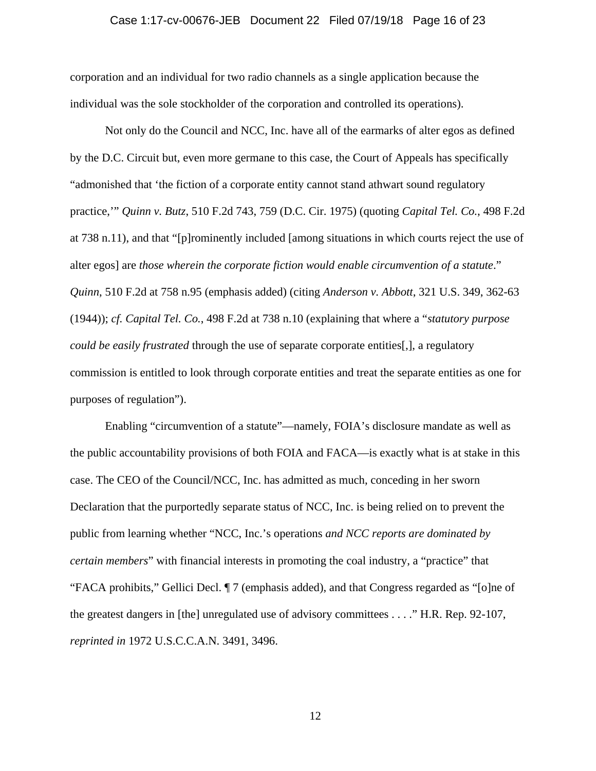corporation and an individual for two radio channels as a single application because the individual was the sole stockholder of the corporation and controlled its operations).

Not only do the Council and NCC, Inc. have all of the earmarks of alter egos as defined by the D.C. Circuit but, even more germane to this case, the Court of Appeals has specifically "admonished that 'the fiction of a corporate entity cannot stand athwart sound regulatory practice,'" *Quinn v. Butz*, 510 F.2d 743, 759 (D.C. Cir. 1975) (quoting *Capital Tel. Co.*, 498 F.2d at 738 n.11), and that "[p]rominently included [among situations in which courts reject the use of alter egos] are *those wherein the corporate fiction would enable circumvention of a statute*." *Quinn*, 510 F.2d at 758 n.95 (emphasis added) (citing *Anderson v. Abbott*, 321 U.S. 349, 362-63 (1944)); *cf. Capital Tel. Co.*, 498 F.2d at 738 n.10 (explaining that where a "*statutory purpose could be easily frustrated* through the use of separate corporate entities[,], a regulatory commission is entitled to look through corporate entities and treat the separate entities as one for purposes of regulation").

Enabling "circumvention of a statute"—namely, FOIA's disclosure mandate as well as the public accountability provisions of both FOIA and FACA—is exactly what is at stake in this case. The CEO of the Council/NCC, Inc. has admitted as much, conceding in her sworn Declaration that the purportedly separate status of NCC, Inc. is being relied on to prevent the public from learning whether "NCC, Inc.'s operations *and NCC reports are dominated by certain members*" with financial interests in promoting the coal industry, a "practice" that "FACA prohibits," Gellici Decl. ¶ 7 (emphasis added), and that Congress regarded as "[o]ne of the greatest dangers in [the] unregulated use of advisory committees . . . ." H.R. Rep. 92-107, *reprinted in* 1972 U.S.C.C.A.N. 3491, 3496.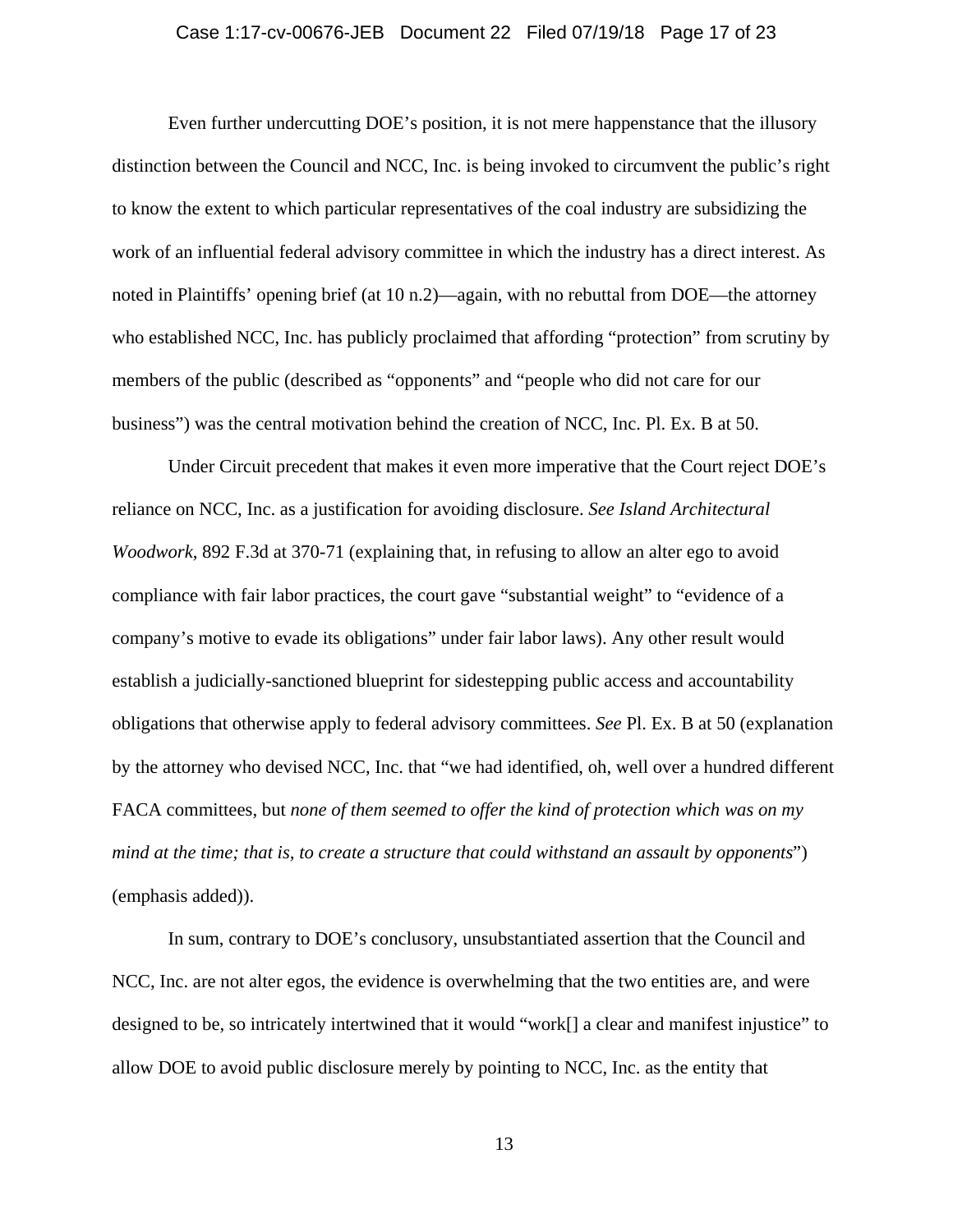Even further undercutting DOE's position, it is not mere happenstance that the illusory distinction between the Council and NCC, Inc. is being invoked to circumvent the public's right to know the extent to which particular representatives of the coal industry are subsidizing the work of an influential federal advisory committee in which the industry has a direct interest. As noted in Plaintiffs' opening brief (at 10 n.2)—again, with no rebuttal from DOE—the attorney who established NCC, Inc. has publicly proclaimed that affording "protection" from scrutiny by members of the public (described as "opponents" and "people who did not care for our business") was the central motivation behind the creation of NCC, Inc. Pl. Ex. B at 50.

Under Circuit precedent that makes it even more imperative that the Court reject DOE's reliance on NCC, Inc. as a justification for avoiding disclosure. *See Island Architectural Woodwork*, 892 F.3d at 370-71 (explaining that, in refusing to allow an alter ego to avoid compliance with fair labor practices, the court gave "substantial weight" to "evidence of a company's motive to evade its obligations" under fair labor laws). Any other result would establish a judicially-sanctioned blueprint for sidestepping public access and accountability obligations that otherwise apply to federal advisory committees. *See* Pl. Ex. B at 50 (explanation by the attorney who devised NCC, Inc. that "we had identified, oh, well over a hundred different FACA committees, but *none of them seemed to offer the kind of protection which was on my mind at the time; that is, to create a structure that could withstand an assault by opponents*") (emphasis added)).

In sum, contrary to DOE's conclusory, unsubstantiated assertion that the Council and NCC, Inc. are not alter egos, the evidence is overwhelming that the two entities are, and were designed to be, so intricately intertwined that it would "work[] a clear and manifest injustice" to allow DOE to avoid public disclosure merely by pointing to NCC, Inc. as the entity that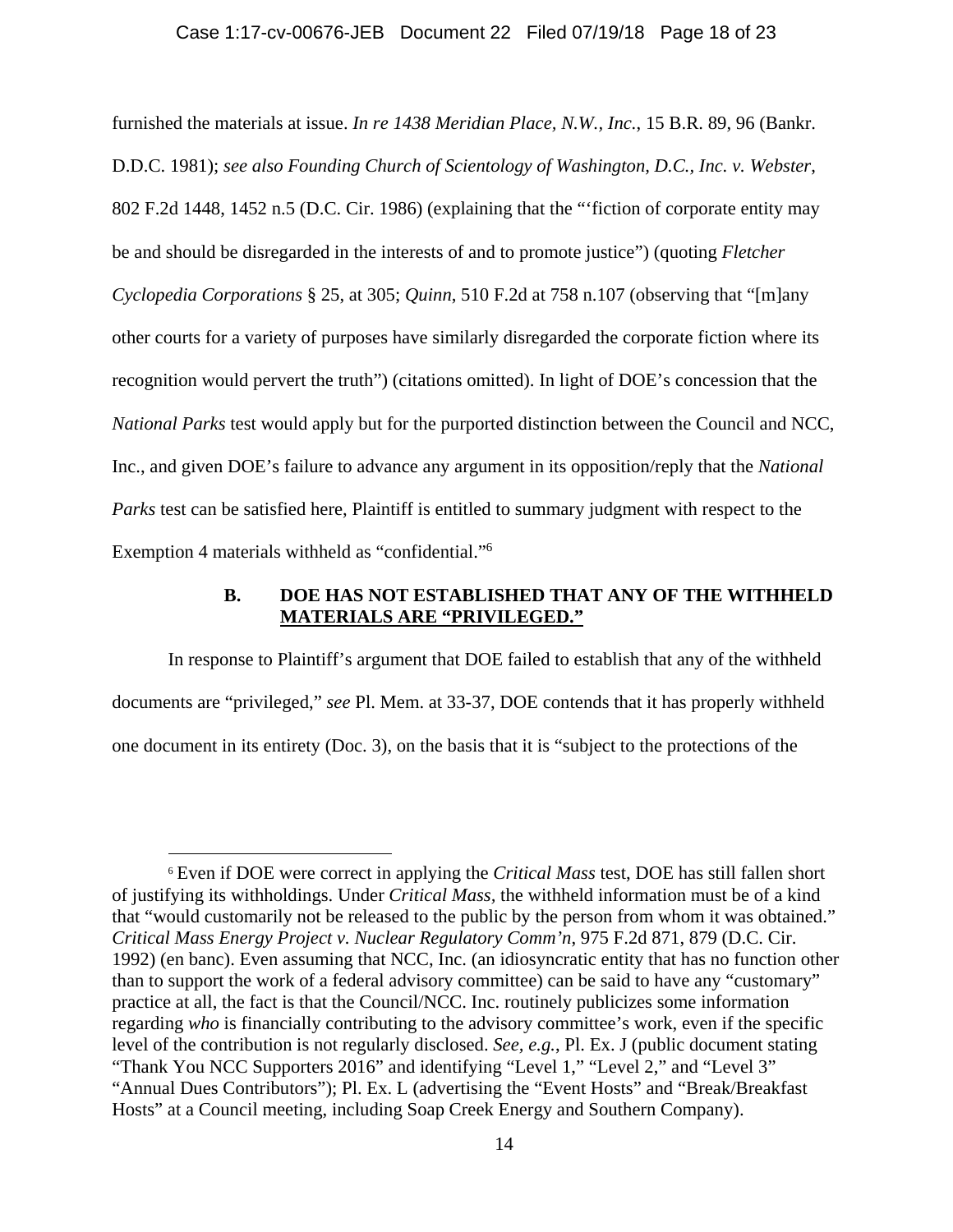furnished the materials at issue. *In re 1438 Meridian Place, N.W., Inc.*, 15 B.R. 89, 96 (Bankr. D.D.C. 1981); *see also Founding Church of Scientology of Washington, D.C., Inc. v. Webster*, 802 F.2d 1448, 1452 n.5 (D.C. Cir. 1986) (explaining that the "'fiction of corporate entity may be and should be disregarded in the interests of and to promote justice") (quoting *Fletcher Cyclopedia Corporations* § 25, at 305; *Quinn*, 510 F.2d at 758 n.107 (observing that "[m]any other courts for a variety of purposes have similarly disregarded the corporate fiction where its recognition would pervert the truth") (citations omitted). In light of DOE's concession that the *National Parks* test would apply but for the purported distinction between the Council and NCC, Inc., and given DOE's failure to advance any argument in its opposition/reply that the *National Parks* test can be satisfied here, Plaintiff is entitled to summary judgment with respect to the Exemption 4 materials withheld as "confidential."[6]

### B. DOE HAS NOT ESTABLISHED THAT ANY OF THE WITHHELD MATERIALS ARE "PRIVILEGED."

In response to Plaintiff's argument that DOE failed to establish that any of the withheld documents are "privileged," *see* Pl. Mem. at 33-37, DOE contends that it has properly withheld one document in its entirety (Doc. 3), on the basis that it is "subject to the protections of the

---

[6] Even if DOE were correct in applying the *Critical Mass* test, DOE has still fallen short of justifying its withholdings. Under *Critical Mass*, the withheld information must be of a kind that "would customarily not be released to the public by the person from whom it was obtained." *Critical Mass Energy Project v. Nuclear Regulatory Comm'n*, 975 F.2d 871, 879 (D.C. Cir. 1992) (en banc). Even assuming that NCC, Inc. (an idiosyncratic entity that has no function other than to support the work of a federal advisory committee) can be said to have any "customary" practice at all, the fact is that the Council/NCC. Inc. routinely publicizes some information regarding *who* is financially contributing to the advisory committee's work, even if the specific level of the contribution is not regularly disclosed. *See, e.g.*, Pl. Ex. J (public document stating "Thank You NCC Supporters 2016" and identifying "Level 1," "Level 2," and "Level 3" "Annual Dues Contributors"); Pl. Ex. L (advertising the "Event Hosts" and "Break/Breakfast Hosts" at a Council meeting, including Soap Creek Energy and Southern Company).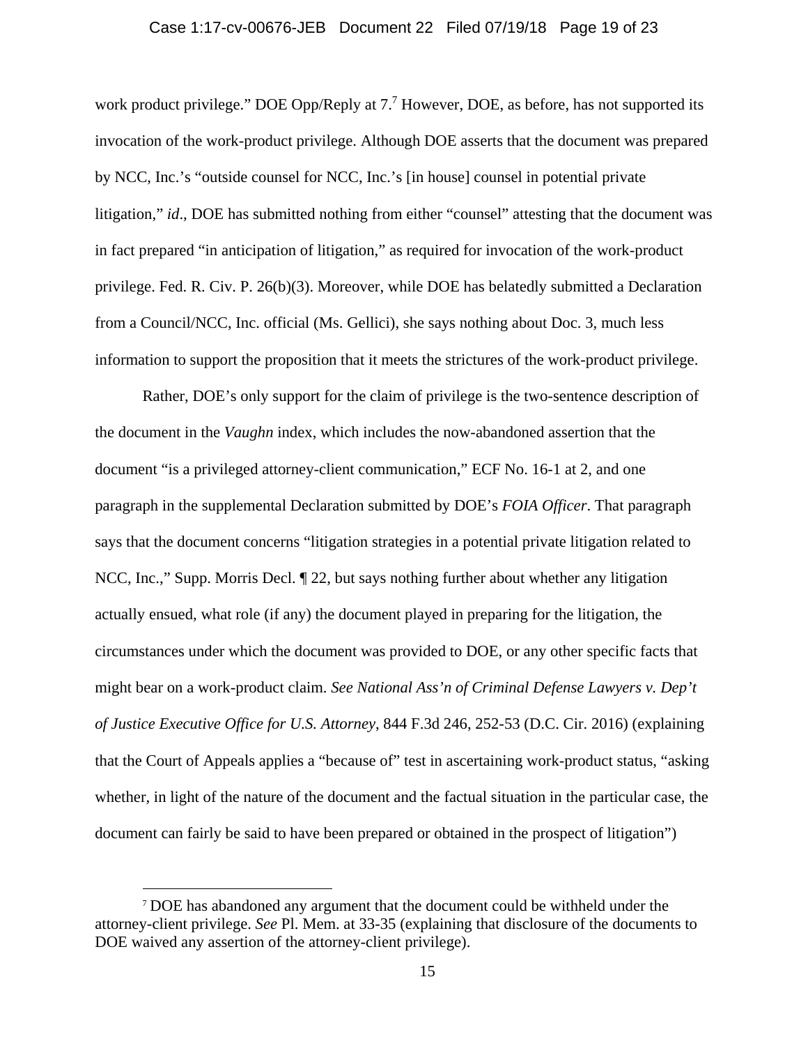work product privilege." DOE Opp/Reply at 7.[7] However, DOE, as before, has not supported its invocation of the work-product privilege. Although DOE asserts that the document was prepared by NCC, Inc.'s "outside counsel for NCC, Inc.'s [in house] counsel in potential private litigation," *id*., DOE has submitted nothing from either "counsel" attesting that the document was in fact prepared "in anticipation of litigation," as required for invocation of the work-product privilege. Fed. R. Civ. P. 26(b)(3). Moreover, while DOE has belatedly submitted a Declaration from a Council/NCC, Inc. official (Ms. Gellici), she says nothing about Doc. 3, much less information to support the proposition that it meets the strictures of the work-product privilege.

Rather, DOE's only support for the claim of privilege is the two-sentence description of the document in the *Vaughn* index, which includes the now-abandoned assertion that the document "is a privileged attorney-client communication," ECF No. 16-1 at 2, and one paragraph in the supplemental Declaration submitted by DOE's *FOIA Officer*. That paragraph says that the document concerns "litigation strategies in a potential private litigation related to NCC, Inc.," Supp. Morris Decl. ¶ 22, but says nothing further about whether any litigation actually ensued, what role (if any) the document played in preparing for the litigation, the circumstances under which the document was provided to DOE, or any other specific facts that might bear on a work-product claim. *See National Ass'n of Criminal Defense Lawyers v. Dep't of Justice Executive Office for U.S. Attorney*, 844 F.3d 246, 252-53 (D.C. Cir. 2016) (explaining that the Court of Appeals applies a "because of" test in ascertaining work-product status, "asking whether, in light of the nature of the document and the factual situation in the particular case, the document can fairly be said to have been prepared or obtained in the prospect of litigation")

[7] DOE has abandoned any argument that the document could be withheld under the attorney-client privilege. *See* Pl. Mem. at 33-35 (explaining that disclosure of the documents to DOE waived any assertion of the attorney-client privilege).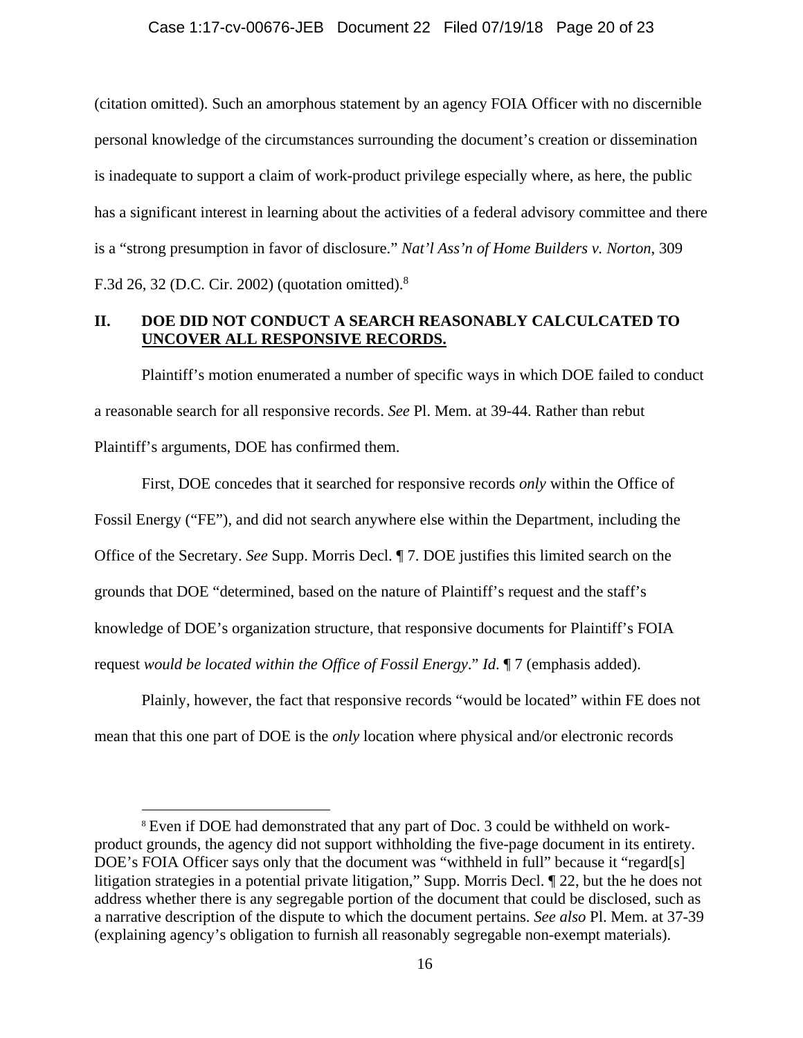(citation omitted). Such an amorphous statement by an agency FOIA Officer with no discernible personal knowledge of the circumstances surrounding the document's creation or dissemination is inadequate to support a claim of work-product privilege especially where, as here, the public has a significant interest in learning about the activities of a federal advisory committee and there is a "strong presumption in favor of disclosure." *Nat'l Ass'n of Home Builders v. Norton*, 309 F.3d 26, 32 (D.C. Cir. 2002) (quotation omitted).[8]

## II. DOE DID NOT CONDUCT A SEARCH REASONABLY CALCULCATED TO UNCOVER ALL RESPONSIVE RECORDS.

Plaintiff's motion enumerated a number of specific ways in which DOE failed to conduct a reasonable search for all responsive records. *See* Pl. Mem. at 39-44. Rather than rebut Plaintiff's arguments, DOE has confirmed them.

First, DOE concedes that it searched for responsive records *only* within the Office of Fossil Energy ("FE"), and did not search anywhere else within the Department, including the Office of the Secretary. *See* Supp. Morris Decl. ¶ 7. DOE justifies this limited search on the grounds that DOE "determined, based on the nature of Plaintiff's request and the staff's knowledge of DOE's organization structure, that responsive documents for Plaintiff's FOIA request *would be located within the Office of Fossil Energy*." *Id.* ¶ 7 (emphasis added).

Plainly, however, the fact that responsive records "would be located" within FE does not mean that this one part of DOE is the *only* location where physical and/or electronic records

---

[8] Even if DOE had demonstrated that any part of Doc. 3 could be withheld on work-product grounds, the agency did not support withholding the five-page document in its entirety. DOE's FOIA Officer says only that the document was "withheld in full" because it "regard[s] litigation strategies in a potential private litigation," Supp. Morris Decl. ¶ 22, but the he does not address whether there is any segregable portion of the document that could be disclosed, such as a narrative description of the dispute to which the document pertains. *See also* Pl. Mem. at 37-39 (explaining agency's obligation to furnish all reasonably segregable non-exempt materials).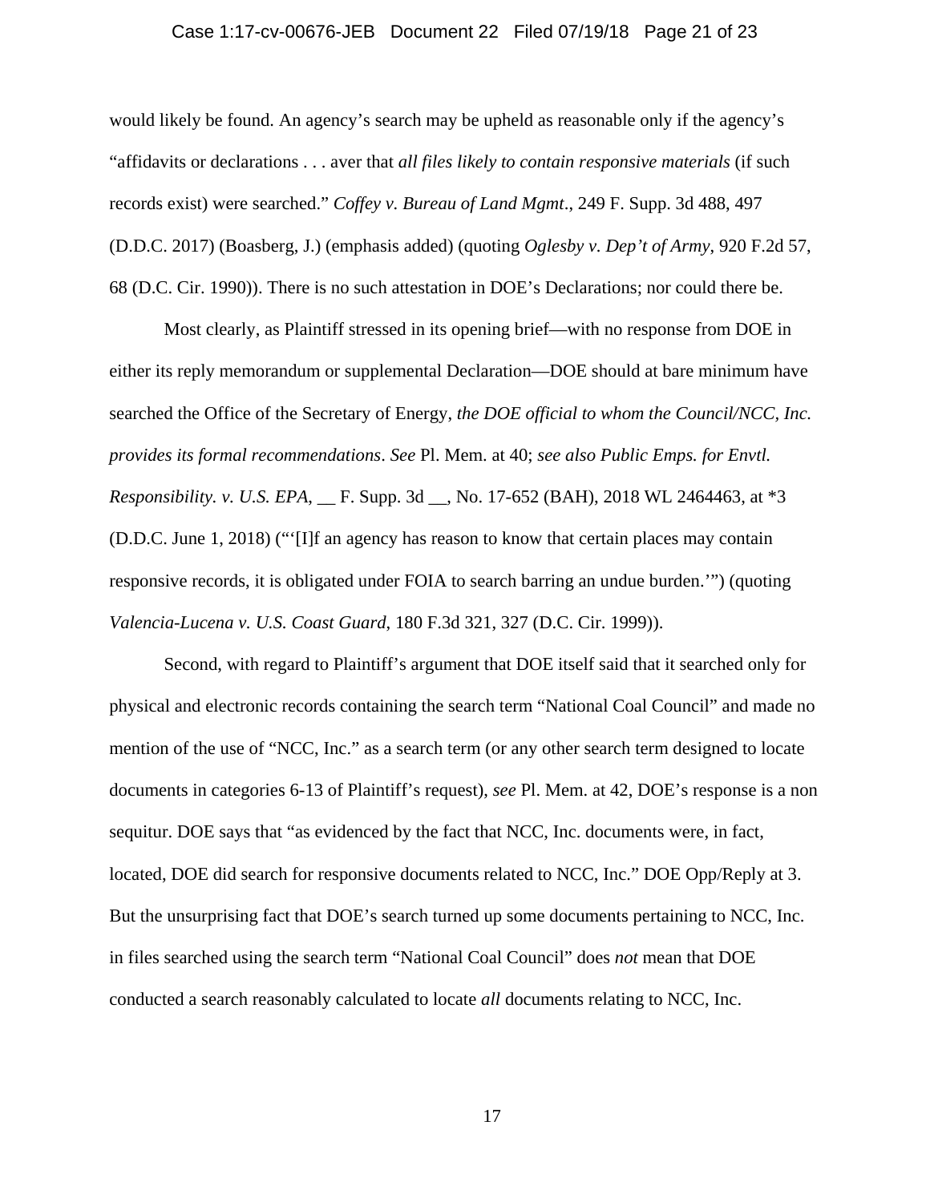would likely be found. An agency's search may be upheld as reasonable only if the agency's "affidavits or declarations . . . aver that *all files likely to contain responsive materials* (if such records exist) were searched." *Coffey v. Bureau of Land Mgmt*., 249 F. Supp. 3d 488, 497 (D.D.C. 2017) (Boasberg, J.) (emphasis added) (quoting *Oglesby v. Dep't of Army*, 920 F.2d 57, 68 (D.C. Cir. 1990)). There is no such attestation in DOE's Declarations; nor could there be.

Most clearly, as Plaintiff stressed in its opening brief—with no response from DOE in either its reply memorandum or supplemental Declaration—DOE should at bare minimum have searched the Office of the Secretary of Energy, *the DOE official to whom the Council/NCC, Inc. provides its formal recommendations*. *See* Pl. Mem. at 40; *see also Public Emps. for Envtl. Responsibility. v. U.S. EPA*, __ F. Supp. 3d __, No. 17-652 (BAH), 2018 WL 2464463, at *3 (D.D.C. June 1, 2018) ("'[I]f an agency has reason to know that certain places may contain responsive records, it is obligated under FOIA to search barring an undue burden.'") (quoting *Valencia-Lucena v. U.S. Coast Guard*, 180 F.3d 321, 327 (D.C. Cir. 1999)).

Second, with regard to Plaintiff's argument that DOE itself said that it searched only for physical and electronic records containing the search term "National Coal Council" and made no mention of the use of "NCC, Inc." as a search term (or any other search term designed to locate documents in categories 6-13 of Plaintiff's request), *see* Pl. Mem. at 42, DOE's response is a non sequitur. DOE says that "as evidenced by the fact that NCC, Inc. documents were, in fact, located, DOE did search for responsive documents related to NCC, Inc." DOE Opp/Reply at 3. But the unsurprising fact that DOE's search turned up some documents pertaining to NCC, Inc. in files searched using the search term "National Coal Council" does *not* mean that DOE conducted a search reasonably calculated to locate *all* documents relating to NCC, Inc.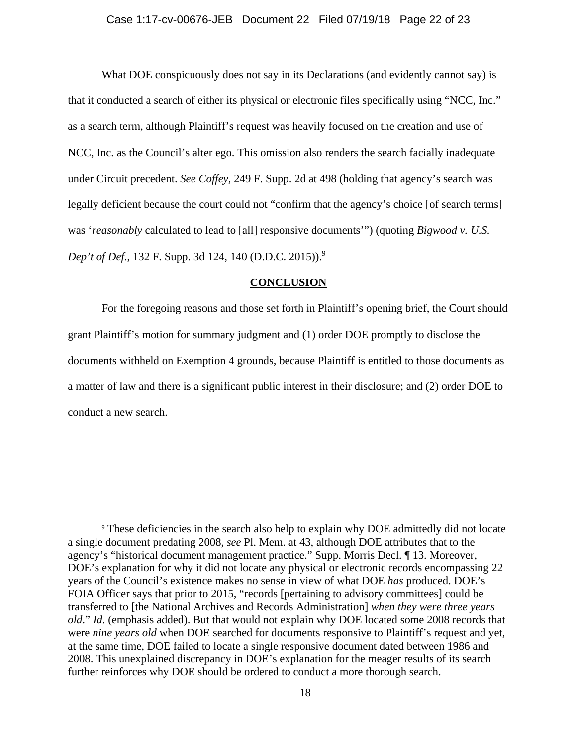What DOE conspicuously does not say in its Declarations (and evidently cannot say) is that it conducted a search of either its physical or electronic files specifically using "NCC, Inc." as a search term, although Plaintiff's request was heavily focused on the creation and use of NCC, Inc. as the Council's alter ego. This omission also renders the search facially inadequate under Circuit precedent. *See Coffey*, 249 F. Supp. 2d at 498 (holding that agency's search was legally deficient because the court could not "confirm that the agency's choice [of search terms] was '*reasonably* calculated to lead to [all] responsive documents'") (quoting *Bigwood v. U.S. Dep't of Def.*, 132 F. Supp. 3d 124, 140 (D.D.C. 2015)).[9]

## CONCLUSION

For the foregoing reasons and those set forth in Plaintiff's opening brief, the Court should grant Plaintiff's motion for summary judgment and (1) order DOE promptly to disclose the documents withheld on Exemption 4 grounds, because Plaintiff is entitled to those documents as a matter of law and there is a significant public interest in their disclosure; and (2) order DOE to conduct a new search.

---

[9] These deficiencies in the search also help to explain why DOE admittedly did not locate a single document predating 2008, *see* Pl. Mem. at 43, although DOE attributes that to the agency's "historical document management practice." Supp. Morris Decl. ¶ 13. Moreover, DOE's explanation for why it did not locate any physical or electronic records encompassing 22 years of the Council's existence makes no sense in view of what DOE *has* produced. DOE's FOIA Officer says that prior to 2015, "records [pertaining to advisory committees] could be transferred to [the National Archives and Records Administration] *when they were three years old*." *Id*. (emphasis added). But that would not explain why DOE located some 2008 records that were *nine years old* when DOE searched for documents responsive to Plaintiff's request and yet, at the same time, DOE failed to locate a single responsive document dated between 1986 and 2008. This unexplained discrepancy in DOE's explanation for the meager results of its search further reinforces why DOE should be ordered to conduct a more thorough search.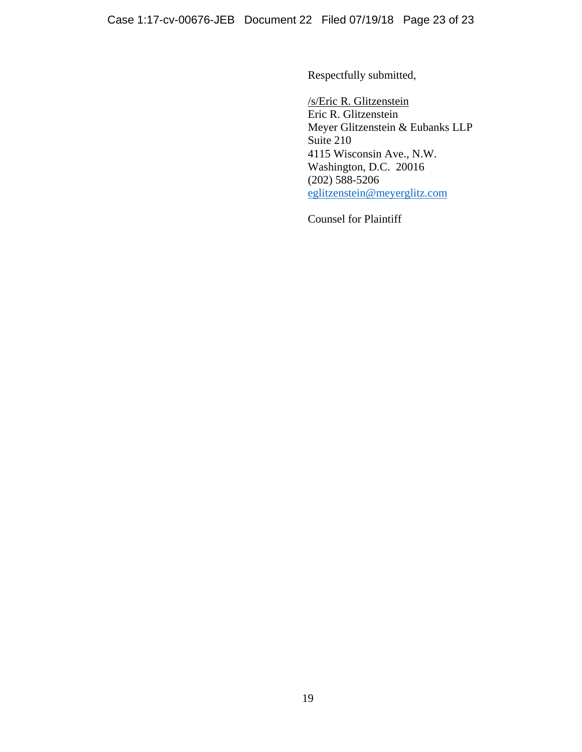Respectfully submitted,

/s/Eric R. Glitzenstein
Eric R. Glitzenstein
Meyer Glitzenstein & Eubanks LLP
Suite 210
4115 Wisconsin Ave., N.W.
Washington, D.C. 20016
(202) 588-5206
eglitzenstein@meyerglitz.com

Counsel for Plaintiff